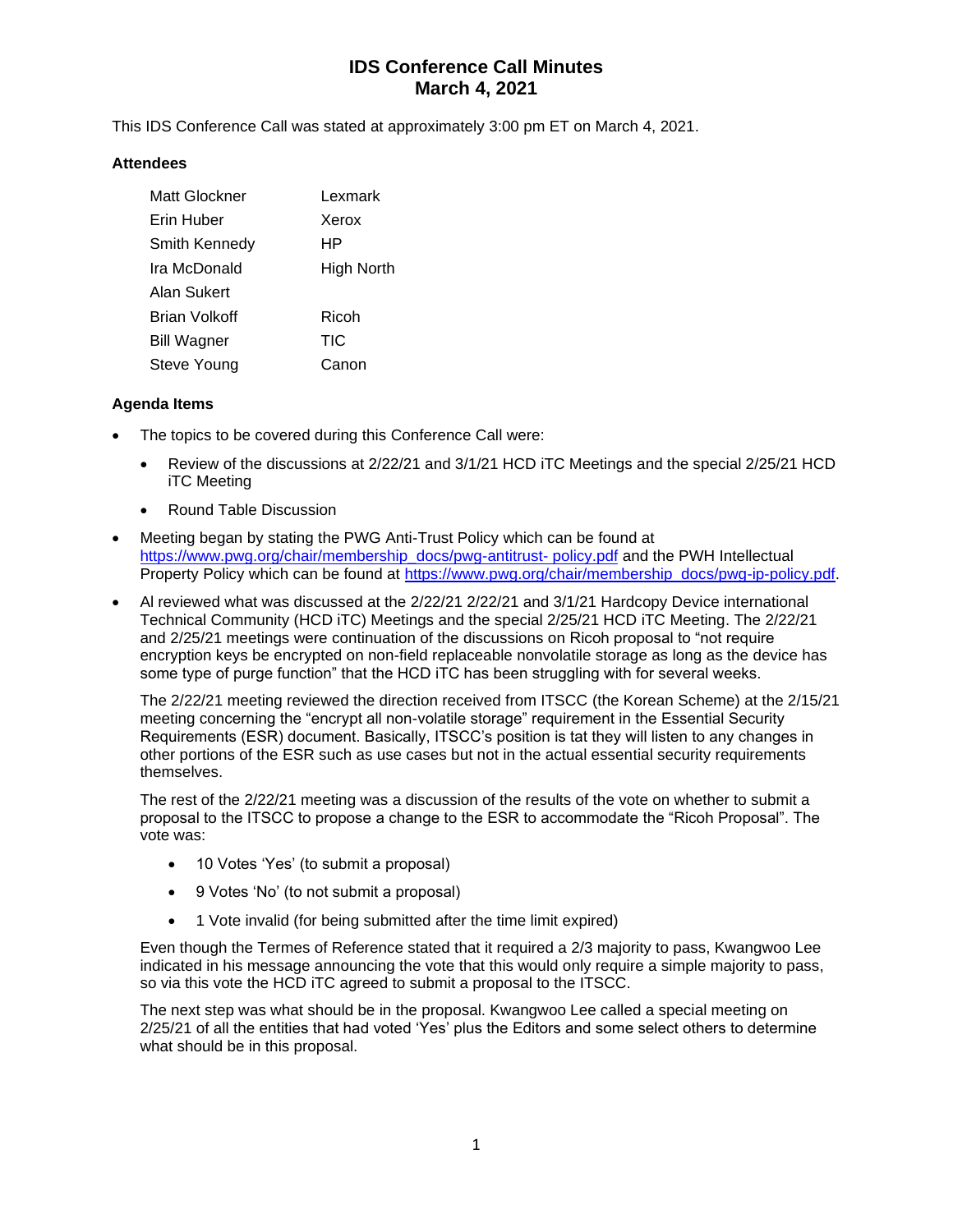# IDS Conference Call Minutes
# March 4, 2021

This IDS Conference Call was stated at approximately 3:00 pm ET on March 4, 2021.

### Attendees

| | |
|---|---|
| Matt Glockner | Lexmark |
| Erin Huber | Xerox |
| Smith Kennedy | HP |
| Ira McDonald | High North |
| Alan Sukert | |
| Brian Volkoff | Ricoh |
| Bill Wagner | TIC |
| Steve Young | Canon |

### Agenda Items

- The topics to be covered during this Conference Call were:
  - Review of the discussions at 2/22/21 and 3/1/21 HCD iTC Meetings and the special 2/25/21 HCD iTC Meeting
  - Round Table Discussion
- Meeting began by stating the PWG Anti-Trust Policy which can be found at https://www.pwg.org/chair/membership_docs/pwg-antitrust- policy.pdf and the PWH Intellectual Property Policy which can be found at https://www.pwg.org/chair/membership_docs/pwg-ip-policy.pdf.
- Al reviewed what was discussed at the 2/22/21 2/22/21 and 3/1/21 Hardcopy Device international Technical Community (HCD iTC) Meetings and the special 2/25/21 HCD iTC Meeting. The 2/22/21 and 2/25/21 meetings were continuation of the discussions on Ricoh proposal to "not require encryption keys be encrypted on non-field replaceable nonvolatile storage as long as the device has some type of purge function" that the HCD iTC has been struggling with for several weeks.

  The 2/22/21 meeting reviewed the direction received from ITSCC (the Korean Scheme) at the 2/15/21 meeting concerning the "encrypt all non-volatile storage" requirement in the Essential Security Requirements (ESR) document. Basically, ITSCC's position is tat they will listen to any changes in other portions of the ESR such as use cases but not in the actual essential security requirements themselves.

  The rest of the 2/22/21 meeting was a discussion of the results of the vote on whether to submit a proposal to the ITSCC to propose a change to the ESR to accommodate the "Ricoh Proposal". The vote was:

  - 10 Votes 'Yes' (to submit a proposal)
  - 9 Votes 'No' (to not submit a proposal)
  - 1 Vote invalid (for being submitted after the time limit expired)

  Even though the Termes of Reference stated that it required a 2/3 majority to pass, Kwangwoo Lee indicated in his message announcing the vote that this would only require a simple majority to pass, so via this vote the HCD iTC agreed to submit a proposal to the ITSCC.

  The next step was what should be in the proposal. Kwangwoo Lee called a special meeting on 2/25/21 of all the entities that had voted 'Yes' plus the Editors and some select others to determine what should be in this proposal.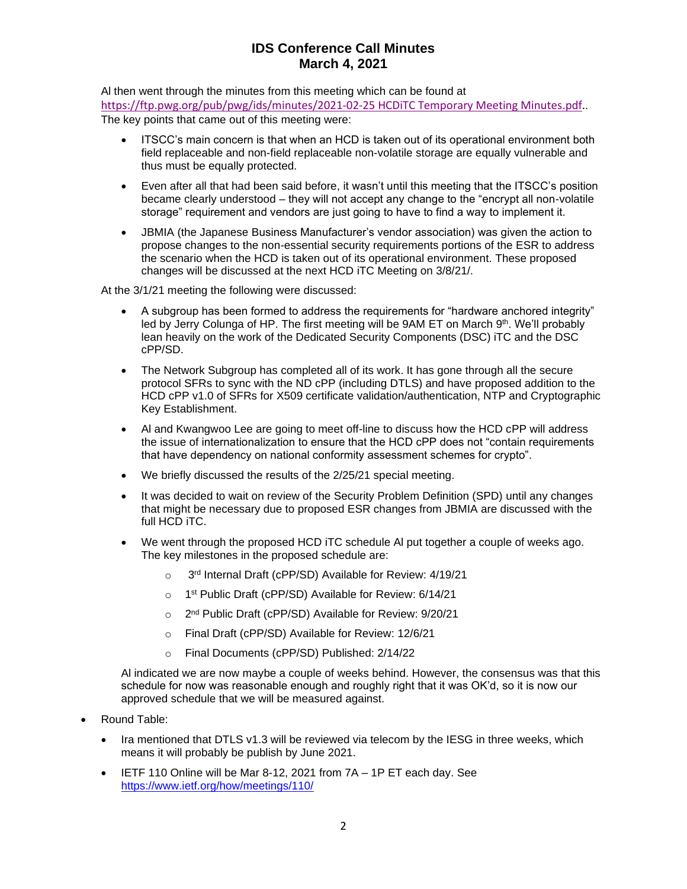Al then went through the minutes from this meeting which can be found at https://ftp.pwg.org/pub/pwg/ids/minutes/2021-02-25 HCDiTC Temporary Meeting Minutes.pdf.. The key points that came out of this meeting were:

- ITSCC's main concern is that when an HCD is taken out of its operational environment both field replaceable and non-field replaceable non-volatile storage are equally vulnerable and thus must be equally protected.
- Even after all that had been said before, it wasn't until this meeting that the ITSCC's position became clearly understood – they will not accept any change to the "encrypt all non-volatile storage" requirement and vendors are just going to have to find a way to implement it.
- JBMIA (the Japanese Business Manufacturer's vendor association) was given the action to propose changes to the non-essential security requirements portions of the ESR to address the scenario when the HCD is taken out of its operational environment. These proposed changes will be discussed at the next HCD iTC Meeting on 3/8/21/.

At the 3/1/21 meeting the following were discussed:

- A subgroup has been formed to address the requirements for "hardware anchored integrity" led by Jerry Colunga of HP. The first meeting will be 9AM ET on March 9th. We'll probably lean heavily on the work of the Dedicated Security Components (DSC) iTC and the DSC cPP/SD.
- The Network Subgroup has completed all of its work. It has gone through all the secure protocol SFRs to sync with the ND cPP (including DTLS) and have proposed addition to the HCD cPP v1.0 of SFRs for X509 certificate validation/authentication, NTP and Cryptographic Key Establishment.
- Al and Kwangwoo Lee are going to meet off-line to discuss how the HCD cPP will address the issue of internationalization to ensure that the HCD cPP does not "contain requirements that have dependency on national conformity assessment schemes for crypto".
- We briefly discussed the results of the 2/25/21 special meeting.
- It was decided to wait on review of the Security Problem Definition (SPD) until any changes that might be necessary due to proposed ESR changes from JBMIA are discussed with the full HCD iTC.
- We went through the proposed HCD iTC schedule Al put together a couple of weeks ago. The key milestones in the proposed schedule are:
    - 3rd Internal Draft (cPP/SD) Available for Review: 4/19/21
    - 1st Public Draft (cPP/SD) Available for Review: 6/14/21
    - 2nd Public Draft (cPP/SD) Available for Review: 9/20/21
    - Final Draft (cPP/SD) Available for Review: 12/6/21
    - Final Documents (cPP/SD) Published: 2/14/22

Al indicated we are now maybe a couple of weeks behind. However, the consensus was that this schedule for now was reasonable enough and roughly right that it was OK'd, so it is now our approved schedule that we will be measured against.

- Round Table:
    - Ira mentioned that DTLS v1.3 will be reviewed via telecom by the IESG in three weeks, which means it will probably be publish by June 2021.
    - IETF 110 Online will be Mar 8-12, 2021 from 7A – 1P ET each day. See https://www.ietf.org/how/meetings/110/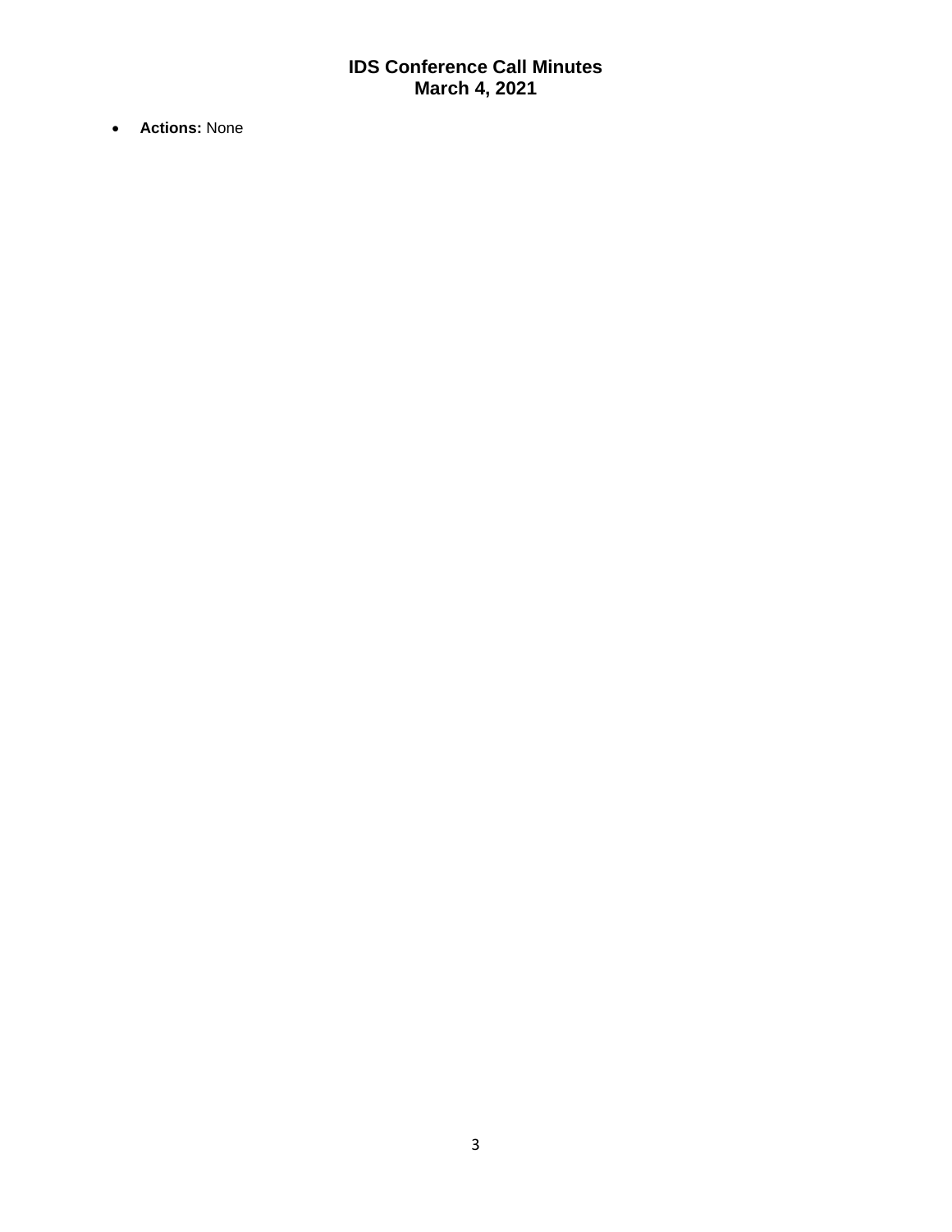- **Actions:** None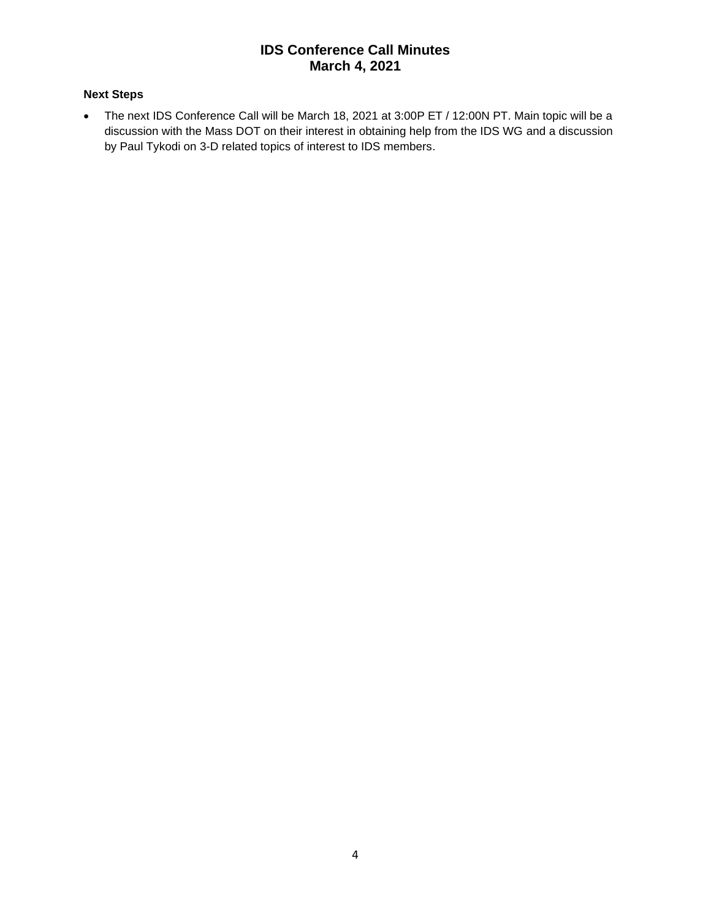## Next Steps

- The next IDS Conference Call will be March 18, 2021 at 3:00P ET / 12:00N PT. Main topic will be a discussion with the Mass DOT on their interest in obtaining help from the IDS WG and a discussion by Paul Tykodi on 3-D related topics of interest to IDS members.